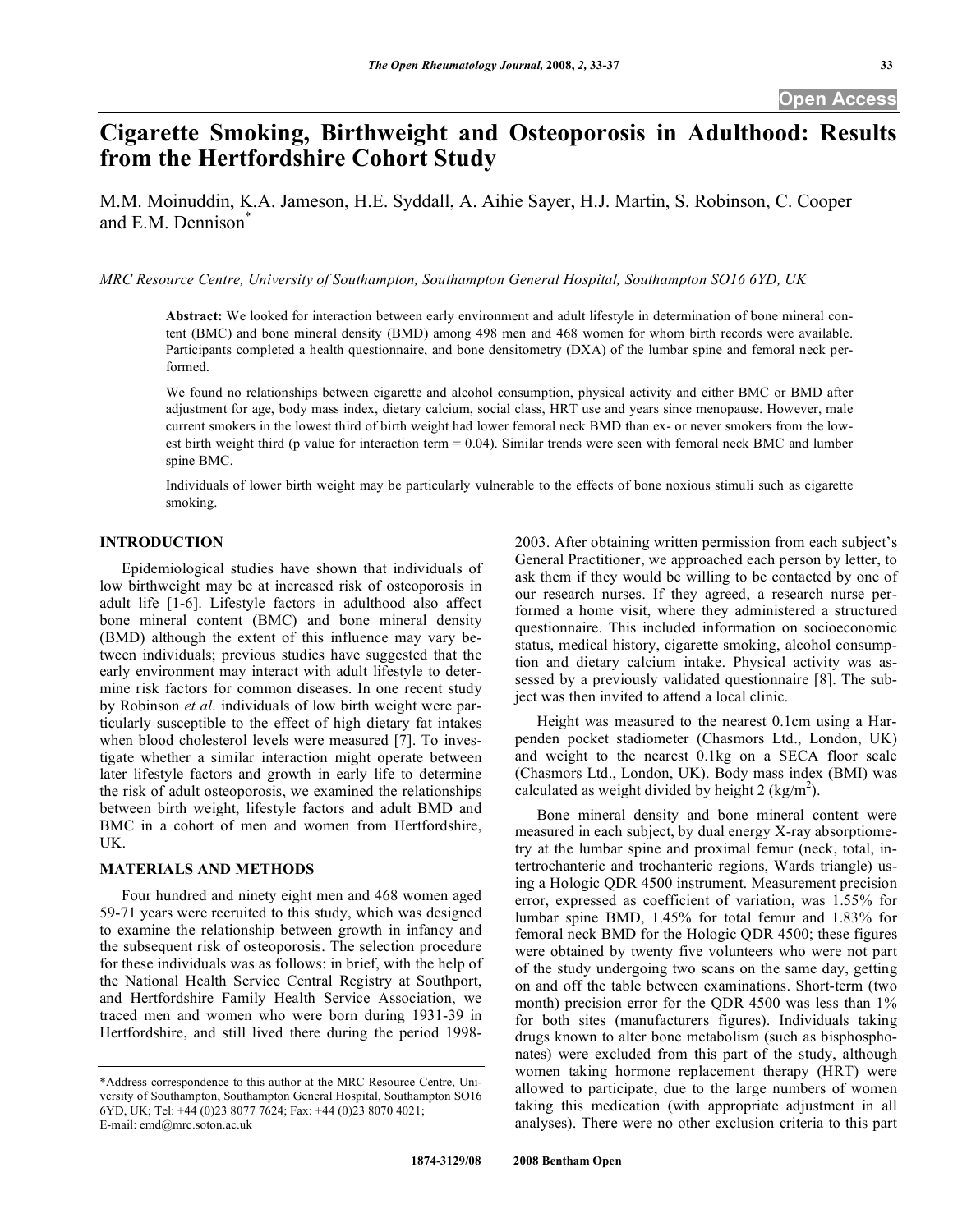# Cigarette Smoking, Birthweight and Osteoporosis in Adulthood: Results from the Hertfordshire Cohort Study

M.M. Moinuddin, K.A. Jameson, H.E. Syddall, A. Aihie Sayer, H.J. Martin, S. Robinson, C. Cooper and E.M. Dennison*

*MRC Resource Centre, University of Southampton, Southampton General Hospital, Southampton SO16 6YD, UK*

**Abstract:** We looked for interaction between early environment and adult lifestyle in determination of bone mineral content (BMC) and bone mineral density (BMD) among 498 men and 468 women for whom birth records were available. Participants completed a health questionnaire, and bone densitometry (DXA) of the lumbar spine and femoral neck performed.

We found no relationships between cigarette and alcohol consumption, physical activity and either BMC or BMD after adjustment for age, body mass index, dietary calcium, social class, HRT use and years since menopause. However, male current smokers in the lowest third of birth weight had lower femoral neck BMD than ex- or never smokers from the lowest birth weight third (p value for interaction term = 0.04). Similar trends were seen with femoral neck BMC and lumber spine BMC.

Individuals of lower birth weight may be particularly vulnerable to the effects of bone noxious stimuli such as cigarette smoking.

## INTRODUCTION

Epidemiological studies have shown that individuals of low birthweight may be at increased risk of osteoporosis in adult life [1-6]. Lifestyle factors in adulthood also affect bone mineral content (BMC) and bone mineral density (BMD) although the extent of this influence may vary between individuals; previous studies have suggested that the early environment may interact with adult lifestyle to determine risk factors for common diseases. In one recent study by Robinson *et al*. individuals of low birth weight were particularly susceptible to the effect of high dietary fat intakes when blood cholesterol levels were measured [7]. To investigate whether a similar interaction might operate between later lifestyle factors and growth in early life to determine the risk of adult osteoporosis, we examined the relationships between birth weight, lifestyle factors and adult BMD and BMC in a cohort of men and women from Hertfordshire, UK.

## MATERIALS AND METHODS

Four hundred and ninety eight men and 468 women aged 59-71 years were recruited to this study, which was designed to examine the relationship between growth in infancy and the subsequent risk of osteoporosis. The selection procedure for these individuals was as follows: in brief, with the help of the National Health Service Central Registry at Southport, and Hertfordshire Family Health Service Association, we traced men and women who were born during 1931-39 in Hertfordshire, and still lived there during the period 1998-2003. After obtaining written permission from each subject's General Practitioner, we approached each person by letter, to ask them if they would be willing to be contacted by one of our research nurses. If they agreed, a research nurse performed a home visit, where they administered a structured questionnaire. This included information on socioeconomic status, medical history, cigarette smoking, alcohol consumption and dietary calcium intake. Physical activity was assessed by a previously validated questionnaire [8]. The subject was then invited to attend a local clinic.

Height was measured to the nearest 0.1cm using a Harpenden pocket stadiometer (Chasmors Ltd., London, UK) and weight to the nearest 0.1kg on a SECA floor scale (Chasmors Ltd., London, UK). Body mass index (BMI) was calculated as weight divided by height 2 ($kg/m^2$).

Bone mineral density and bone mineral content were measured in each subject, by dual energy X-ray absorptiometry at the lumbar spine and proximal femur (neck, total, intertrochanteric and trochanteric regions, Wards triangle) using a Hologic QDR 4500 instrument. Measurement precision error, expressed as coefficient of variation, was 1.55% for lumbar spine BMD, 1.45% for total femur and 1.83% for femoral neck BMD for the Hologic QDR 4500; these figures were obtained by twenty five volunteers who were not part of the study undergoing two scans on the same day, getting on and off the table between examinations. Short-term (two month) precision error for the QDR 4500 was less than 1% for both sites (manufacturers figures). Individuals taking drugs known to alter bone metabolism (such as bisphosphonates) were excluded from this part of the study, although women taking hormone replacement therapy (HRT) were allowed to participate, due to the large numbers of women taking this medication (with appropriate adjustment in all analyses). There were no other exclusion criteria to this part

*Address correspondence to this author at the MRC Resource Centre, University of Southampton, Southampton General Hospital, Southampton SO16 6YD, UK; Tel: +44 (0)23 8077 7624; Fax: +44 (0)23 8070 4021; E-mail: emd@mrc.soton.ac.uk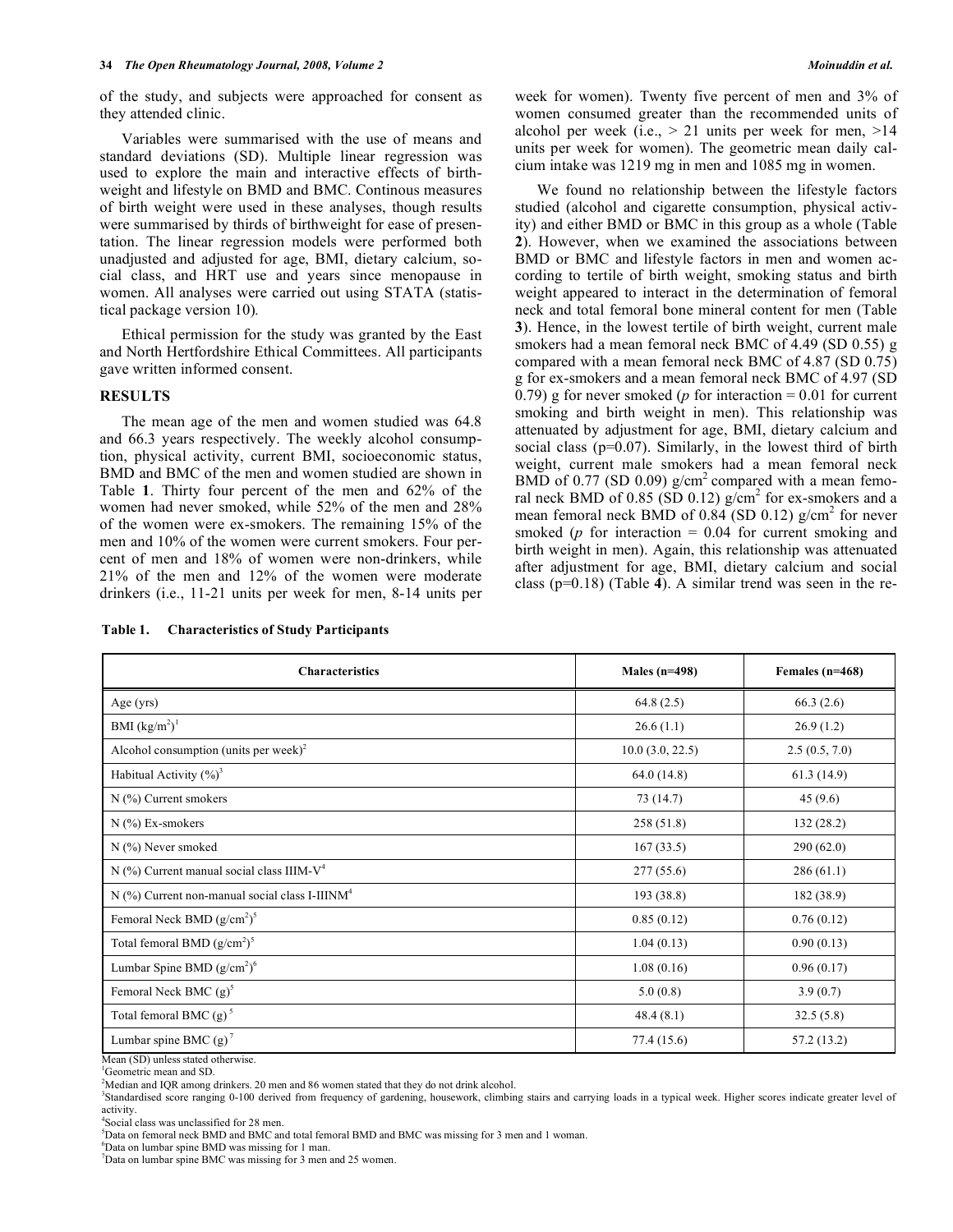of the study, and subjects were approached for consent as they attended clinic.

Variables were summarised with the use of means and standard deviations (SD). Multiple linear regression was used to explore the main and interactive effects of birthweight and lifestyle on BMD and BMC. Continous measures of birth weight were used in these analyses, though results were summarised by thirds of birthweight for ease of presentation. The linear regression models were performed both unadjusted and adjusted for age, BMI, dietary calcium, social class, and HRT use and years since menopause in women. All analyses were carried out using STATA (statistical package version 10).

Ethical permission for the study was granted by the East and North Hertfordshire Ethical Committees. All participants gave written informed consent.

## RESULTS

The mean age of the men and women studied was 64.8 and 66.3 years respectively. The weekly alcohol consumption, physical activity, current BMI, socioeconomic status, BMD and BMC of the men and women studied are shown in Table **1**. Thirty four percent of the men and 62% of the women had never smoked, while 52% of the men and 28% of the women were ex-smokers. The remaining 15% of the men and 10% of the women were current smokers. Four percent of men and 18% of women were non-drinkers, while 21% of the men and 12% of the women were moderate drinkers (i.e., 11-21 units per week for men, 8-14 units per week for women). Twenty five percent of men and 3% of women consumed greater than the recommended units of alcohol per week (i.e., > 21 units per week for men, >14 units per week for women). The geometric mean daily calcium intake was 1219 mg in men and 1085 mg in women.

We found no relationship between the lifestyle factors studied (alcohol and cigarette consumption, physical activity) and either BMD or BMC in this group as a whole (Table **2**). However, when we examined the associations between BMD or BMC and lifestyle factors in men and women according to tertile of birth weight, smoking status and birth weight appeared to interact in the determination of femoral neck and total femoral bone mineral content for men (Table **3**). Hence, in the lowest tertile of birth weight, current male smokers had a mean femoral neck BMC of 4.49 (SD 0.55) g compared with a mean femoral neck BMC of 4.87 (SD 0.75) g for ex-smokers and a mean femoral neck BMC of 4.97 (SD 0.79) g for never smoked (*p* for interaction = 0.01 for current smoking and birth weight in men). This relationship was attenuated by adjustment for age, BMI, dietary calcium and social class (p=0.07). Similarly, in the lowest third of birth weight, current male smokers had a mean femoral neck BMD of 0.77 (SD 0.09) g/cm$^2$ compared with a mean femoral neck BMD of 0.85 (SD 0.12) g/cm$^2$ for ex-smokers and a mean femoral neck BMD of 0.84 (SD 0.12) g/cm$^2$ for never smoked (*p* for interaction = 0.04 for current smoking and birth weight in men). Again, this relationship was attenuated after adjustment for age, BMI, dietary calcium and social class (p=0.18) (Table **4**). A similar trend was seen in the re-

**Table 1. Characteristics of Study Participants**

| Characteristics | Males (n=498) | Females (n=468) |
|---|---|---|
| Age (yrs) | 64.8 (2.5) | 66.3 (2.6) |
| BMI (kg/m$^2$)[1] | 26.6 (1.1) | 26.9 (1.2) |
| Alcohol consumption (units per week)[2] | 10.0 (3.0, 22.5) | 2.5 (0.5, 7.0) |
| Habitual Activity (%)[3] | 64.0 (14.8) | 61.3 (14.9) |
| N (%) Current smokers | 73 (14.7) | 45 (9.6) |
| N (%) Ex-smokers | 258 (51.8) | 132 (28.2) |
| N (%) Never smoked | 167 (33.5) | 290 (62.0) |
| N (%) Current manual social class IIIM-V[4] | 277 (55.6) | 286 (61.1) |
| N (%) Current non-manual social class I-IIINM[4] | 193 (38.8) | 182 (38.9) |
| Femoral Neck BMD (g/cm$^2$)[5] | 0.85 (0.12) | 0.76 (0.12) |
| Total femoral BMD (g/cm$^2$)[5] | 1.04 (0.13) | 0.90 (0.13) |
| Lumbar Spine BMD (g/cm$^2$)[6] | 1.08 (0.16) | 0.96 (0.17) |
| Femoral Neck BMC (g)[5] | 5.0 (0.8) | 3.9 (0.7) |
| Total femoral BMC (g)[5] | 48.4 (8.1) | 32.5 (5.8) |
| Lumbar spine BMC (g)[7] | 77.4 (15.6) | 57.2 (13.2) |

Mean (SD) unless stated otherwise.
[1]Geometric mean and SD.
[2]Median and IQR among drinkers. 20 men and 86 women stated that they do not drink alcohol.
[3]Standardised score ranging 0-100 derived from frequency of gardening, housework, climbing stairs and carrying loads in a typical week. Higher scores indicate greater level of activity.
[4]Social class was unclassified for 28 men.
[5]Data on femoral neck BMD and BMC and total femoral BMD and BMC was missing for 3 men and 1 woman.
[6]Data on lumbar spine BMD was missing for 1 man.
[7]Data on lumbar spine BMC was missing for 3 men and 25 women.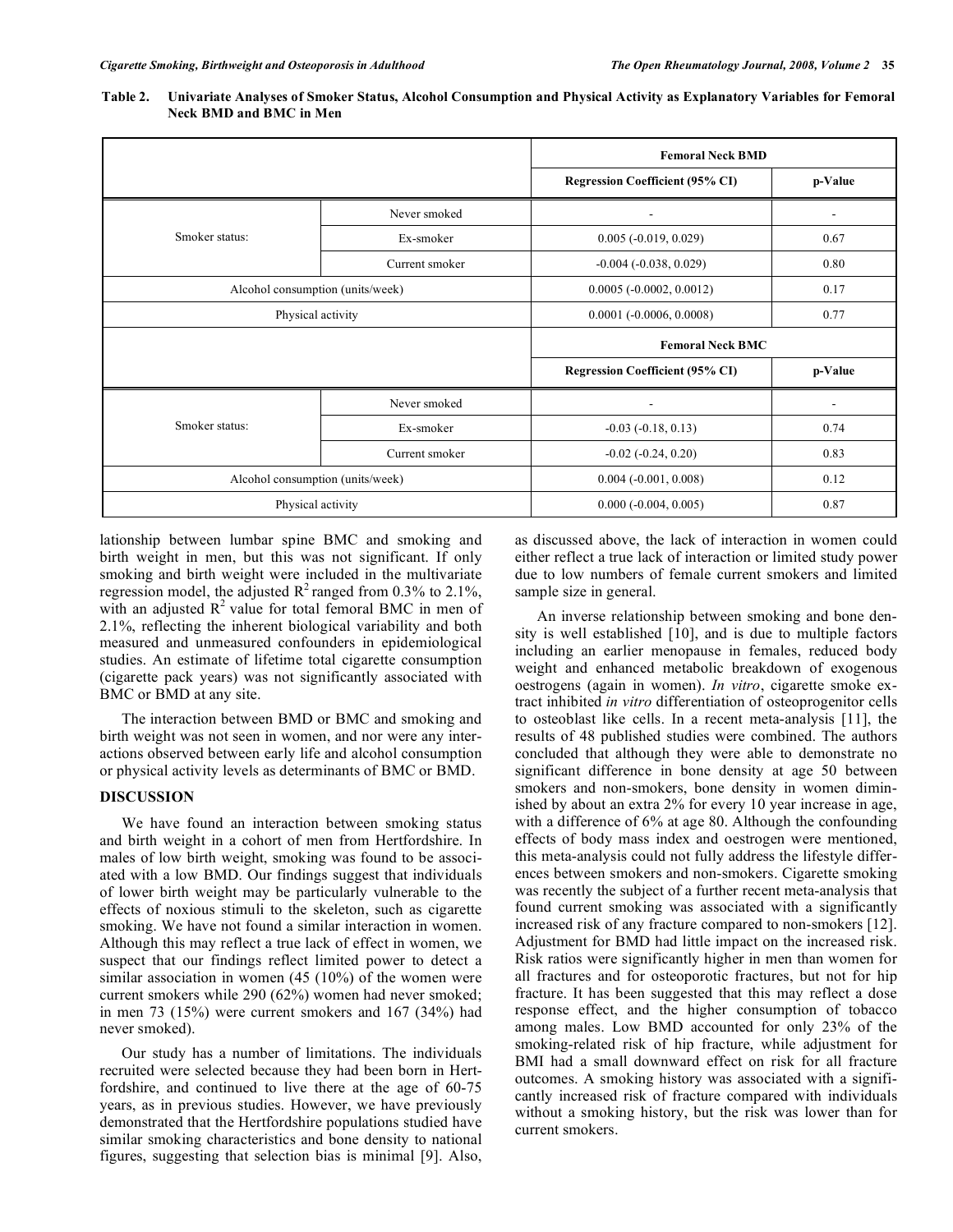**Table 2. Univariate Analyses of Smoker Status, Alcohol Consumption and Physical Activity as Explanatory Variables for Femoral Neck BMD and BMC in Men**

| | | Femoral Neck BMD | |
|---|---|---|---|
| | | Regression Coefficient (95% CI) | p-Value |
| Smoker status: | Never smoked | - | - |
| | Ex-smoker | 0.005 (-0.019, 0.029) | 0.67 |
| | Current smoker | -0.004 (-0.038, 0.029) | 0.80 |
| Alcohol consumption (units/week) | | 0.0005 (-0.0002, 0.0012) | 0.17 |
| Physical activity | | 0.0001 (-0.0006, 0.0008) | 0.77 |
| | | **Femoral Neck BMC** | |
| | | **Regression Coefficient (95% CI)** | **p-Value** |
| Smoker status: | Never smoked | - | - |
| | Ex-smoker | -0.03 (-0.18, 0.13) | 0.74 |
| | Current smoker | -0.02 (-0.24, 0.20) | 0.83 |
| Alcohol consumption (units/week) | | 0.004 (-0.001, 0.008) | 0.12 |
| Physical activity | | 0.000 (-0.004, 0.005) | 0.87 |

lationship between lumbar spine BMC and smoking and birth weight in men, but this was not significant. If only smoking and birth weight were included in the multivariate regression model, the adjusted $R^2$ ranged from 0.3% to 2.1%, with an adjusted $R^2$ value for total femoral BMC in men of 2.1%, reflecting the inherent biological variability and both measured and unmeasured confounders in epidemiological studies. An estimate of lifetime total cigarette consumption (cigarette pack years) was not significantly associated with BMC or BMD at any site.

The interaction between BMD or BMC and smoking and birth weight was not seen in women, and nor were any interactions observed between early life and alcohol consumption or physical activity levels as determinants of BMC or BMD.

## DISCUSSION

We have found an interaction between smoking status and birth weight in a cohort of men from Hertfordshire. In males of low birth weight, smoking was found to be associated with a low BMD. Our findings suggest that individuals of lower birth weight may be particularly vulnerable to the effects of noxious stimuli to the skeleton, such as cigarette smoking. We have not found a similar interaction in women. Although this may reflect a true lack of effect in women, we suspect that our findings reflect limited power to detect a similar association in women (45 (10%) of the women were current smokers while 290 (62%) women had never smoked; in men 73 (15%) were current smokers and 167 (34%) had never smoked).

Our study has a number of limitations. The individuals recruited were selected because they had been born in Hertfordshire, and continued to live there at the age of 60-75 years, as in previous studies. However, we have previously demonstrated that the Hertfordshire populations studied have similar smoking characteristics and bone density to national figures, suggesting that selection bias is minimal [9]. Also, as discussed above, the lack of interaction in women could either reflect a true lack of interaction or limited study power due to low numbers of female current smokers and limited sample size in general.

An inverse relationship between smoking and bone density is well established [10], and is due to multiple factors including an earlier menopause in females, reduced body weight and enhanced metabolic breakdown of exogenous oestrogens (again in women). *In vitro*, cigarette smoke extract inhibited *in vitro* differentiation of osteoprogenitor cells to osteoblast like cells. In a recent meta-analysis [11], the results of 48 published studies were combined. The authors concluded that although they were able to demonstrate no significant difference in bone density at age 50 between smokers and non-smokers, bone density in women diminished by about an extra 2% for every 10 year increase in age, with a difference of 6% at age 80. Although the confounding effects of body mass index and oestrogen were mentioned, this meta-analysis could not fully address the lifestyle differences between smokers and non-smokers. Cigarette smoking was recently the subject of a further recent meta-analysis that found current smoking was associated with a significantly increased risk of any fracture compared to non-smokers [12]. Adjustment for BMD had little impact on the increased risk. Risk ratios were significantly higher in men than women for all fractures and for osteoporotic fractures, but not for hip fracture. It has been suggested that this may reflect a dose response effect, and the higher consumption of tobacco among males. Low BMD accounted for only 23% of the smoking-related risk of hip fracture, while adjustment for BMI had a small downward effect on risk for all fracture outcomes. A smoking history was associated with a significantly increased risk of fracture compared with individuals without a smoking history, but the risk was lower than for current smokers.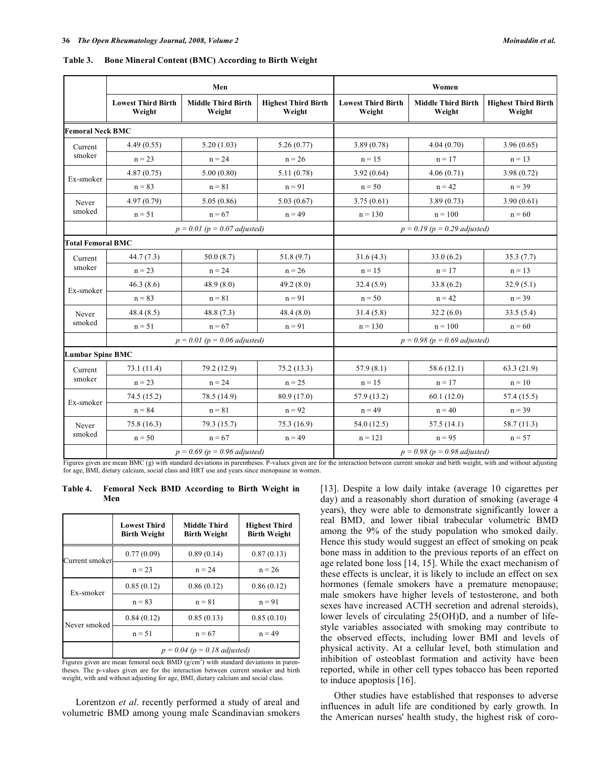**Table 3. Bone Mineral Content (BMC) According to Birth Weight**

| | Men | | | Women | | |
|---|---|---|---|---|---|---|
| | Lowest Third Birth Weight | Middle Third Birth Weight | Highest Third Birth Weight | Lowest Third Birth Weight | Middle Third Birth Weight | Highest Third Birth Weight |
| **Femoral Neck BMC** | | | | | | |
| Current smoker | 4.49 (0.55) | 5.20 (1.03) | 5.26 (0.77) | 3.89 (0.78) | 4.04 (0.70) | 3.96 (0.65) |
| | n = 23 | n = 24 | n = 26 | n = 15 | n = 17 | n = 13 |
| Ex-smoker | 4.87 (0.75) | 5.00 (0.80) | 5.11 (0.78) | 3.92 (0.64) | 4.06 (0.71) | 3.98 (0.72) |
| | n = 83 | n = 81 | n = 91 | n = 50 | n = 42 | n = 39 |
| Never smoked | 4.97 (0.79) | 5.05 (0.86) | 5.03 (0.67) | 3.75 (0.61) | 3.89 (0.73) | 3.90 (0.61) |
| | n = 51 | n = 67 | n = 49 | n = 130 | n = 100 | n = 60 |
| | *p = 0.01 (p = 0.07 adjusted)* | | | *p = 0.19 (p = 0.29 adjusted)* | | |
| **Total Femoral BMC** | | | | | | |
| Current smoker | 44.7 (7.3) | 50.0 (8.7) | 51.8 (9.7) | 31.6 (4.3) | 33.0 (6.2) | 35.3 (7.7) |
| | n = 23 | n = 24 | n = 26 | n = 15 | n = 17 | n = 13 |
| Ex-smoker | 46.3 (8.6) | 48.9 (8.0) | 49.2 (8.0) | 32.4 (5.9) | 33.8 (6.2) | 32.9 (5.1) |
| | n = 83 | n = 81 | n = 91 | n = 50 | n = 42 | n = 39 |
| Never smoked | 48.4 (8.5) | 48.8 (7.3) | 48.4 (8.0) | 31.4 (5.8) | 32.2 (6.0) | 33.5 (5.4) |
| | n = 51 | n = 67 | n = 91 | n = 130 | n = 100 | n = 60 |
| | *p = 0.01 (p = 0.06 adjusted)* | | | *p = 0.98 (p = 0.69 adjusted)* | | |
| **Lumbar Spine BMC** | | | | | | |
| Current smoker | 73.1 (11.4) | 79.2 (12.9) | 75.2 (13.3) | 57.9 (8.1) | 58.6 (12.1) | 63.3 (21.9) |
| | n = 23 | n = 24 | n = 25 | n = 15 | n = 17 | n = 10 |
| Ex-smoker | 74.5 (15.2) | 78.5 (14.9) | 80.9 (17.0) | 57.9 (13.2) | 60.1 (12.0) | 57.4 (15.5) |
| | n = 84 | n = 81 | n = 92 | n = 49 | n = 40 | n = 39 |
| Never smoked | 75.8 (16.3) | 79.3 (15.7) | 75.3 (16.9) | 54.0 (12.5) | 57.5 (14.1) | 58.7 (11.3) |
| | n = 50 | n = 67 | n = 49 | n = 121 | n = 95 | n = 57 |
| | *p = 0.69 (p = 0.96 adjusted)* | | | *p = 0.98 (p = 0.98 adjusted)* | | |

Figures given are mean BMC (g) with standard deviations in parentheses. P-values given are for the interaction between current smoker and birth weight, with and without adjusting for age, BMI, dietary calcium, social class and HRT use and years since menopause in women.

**Table 4. Femoral Neck BMD According to Birth Weight in Men**

| | Lowest Third Birth Weight | Middle Third Birth Weight | Highest Third Birth Weight |
|---|---|---|---|
| Current smoker | 0.77 (0.09) | 0.89 (0.14) | 0.87 (0.13) |
| | n = 23 | n = 24 | n = 26 |
| Ex-smoker | 0.85 (0.12) | 0.86 (0.12) | 0.86 (0.12) |
| | n = 83 | n = 81 | n = 91 |
| Never smoked | 0.84 (0.12) | 0.85 (0.13) | 0.85 (0.10) |
| | n = 51 | n = 67 | n = 49 |
| | *p = 0.04 (p = 0.18 adjusted)* | | |

Figures given are mean femoral neck BMD ($g/cm^2$) with standard deviations in parentheses. The p-values given are for the interaction between current smoker and birth weight, with and without adjusting for age, BMI, dietary calcium and social class.

Lorentzon *et al*. recently performed a study of areal and volumetric BMD among young male Scandinavian smokers [13]. Despite a low daily intake (average 10 cigarettes per day) and a reasonably short duration of smoking (average 4 years), they were able to demonstrate significantly lower a real BMD, and lower tibial trabecular volumetric BMD among the 9% of the study population who smoked daily. Hence this study would suggest an effect of smoking on peak bone mass in addition to the previous reports of an effect on age related bone loss [14, 15]. While the exact mechanism of these effects is unclear, it is likely to include an effect on sex hormones (female smokers have a premature menopause; male smokers have higher levels of testosterone, and both sexes have increased ACTH secretion and adrenal steroids), lower levels of circulating 25(OH)D, and a number of life-style variables associated with smoking may contribute to the observed effects, including lower BMI and levels of physical activity. At a cellular level, both stimulation and inhibition of osteoblast formation and activity have been reported, while in other cell types tobacco has been reported to induce apoptosis [16].

Other studies have established that responses to adverse influences in adult life are conditioned by early growth. In the American nurses' health study, the highest risk of coro-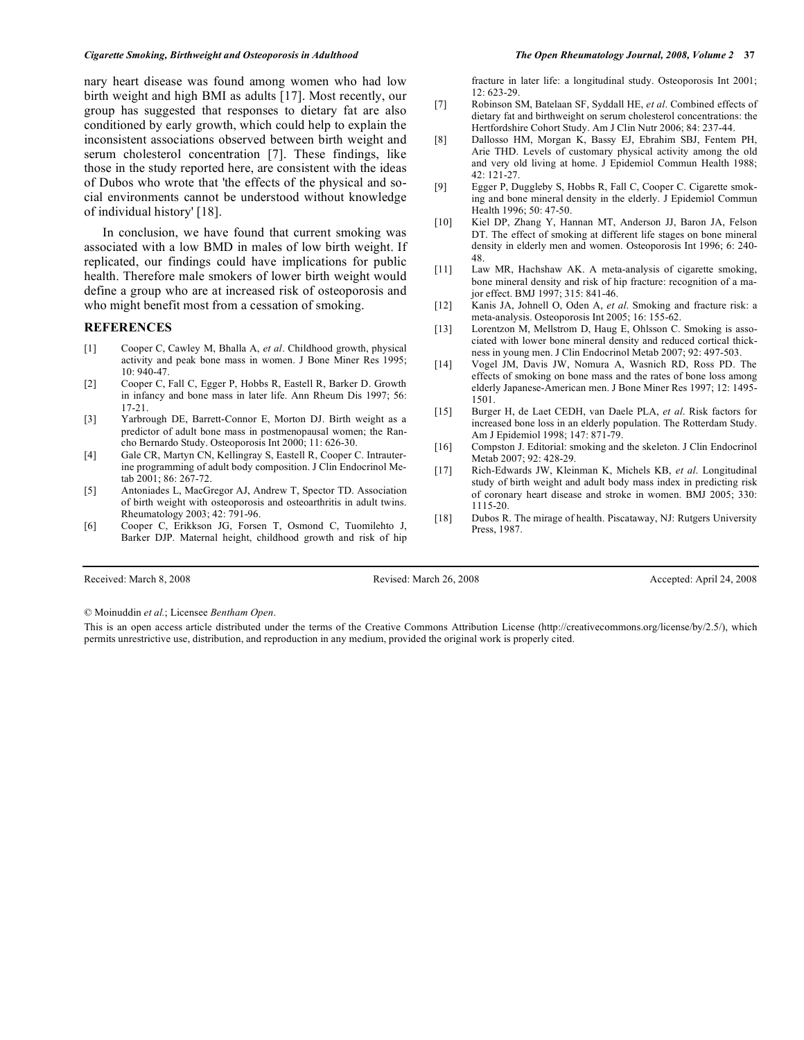nary heart disease was found among women who had low birth weight and high BMI as adults [17]. Most recently, our group has suggested that responses to dietary fat are also conditioned by early growth, which could help to explain the inconsistent associations observed between birth weight and serum cholesterol concentration [7]. These findings, like those in the study reported here, are consistent with the ideas of Dubos who wrote that 'the effects of the physical and social environments cannot be understood without knowledge of individual history' [18].

In conclusion, we have found that current smoking was associated with a low BMD in males of low birth weight. If replicated, our findings could have implications for public health. Therefore male smokers of lower birth weight would define a group who are at increased risk of osteoporosis and who might benefit most from a cessation of smoking.

## REFERENCES

[1] Cooper C, Cawley M, Bhalla A, *et al*. Childhood growth, physical activity and peak bone mass in women. J Bone Miner Res 1995; 10: 940-47.

[2] Cooper C, Fall C, Egger P, Hobbs R, Eastell R, Barker D. Growth in infancy and bone mass in later life. Ann Rheum Dis 1997; 56: 17-21.

[3] Yarbrough DE, Barrett-Connor E, Morton DJ. Birth weight as a predictor of adult bone mass in postmenopausal women; the Rancho Bernardo Study. Osteoporosis Int 2000; 11: 626-30.

[4] Gale CR, Martyn CN, Kellingray S, Eastell R, Cooper C. Intrauterine programming of adult body composition. J Clin Endocrinol Metab 2001; 86: 267-72.

[5] Antoniades L, MacGregor AJ, Andrew T, Spector TD. Association of birth weight with osteoporosis and osteoarthritis in adult twins. Rheumatology 2003; 42: 791-96.

[6] Cooper C, Erikkson JG, Forsen T, Osmond C, Tuomilehto J, Barker DJP. Maternal height, childhood growth and risk of hip fracture in later life: a longitudinal study. Osteoporosis Int 2001; 12: 623-29.

[7] Robinson SM, Batelaan SF, Syddall HE, *et al*. Combined effects of dietary fat and birthweight on serum cholesterol concentrations: the Hertfordshire Cohort Study. Am J Clin Nutr 2006; 84: 237-44.

[8] Dallosso HM, Morgan K, Bassy EJ, Ebrahim SBJ, Fentem PH, Arie THD. Levels of customary physical activity among the old and very old living at home. J Epidemiol Commun Health 1988; 42: 121-27.

[9] Egger P, Duggleby S, Hobbs R, Fall C, Cooper C. Cigarette smoking and bone mineral density in the elderly. J Epidemiol Commun Health 1996; 50: 47-50.

[10] Kiel DP, Zhang Y, Hannan MT, Anderson JJ, Baron JA, Felson DT. The effect of smoking at different life stages on bone mineral density in elderly men and women. Osteoporosis Int 1996; 6: 240-48.

[11] Law MR, Hachshaw AK. A meta-analysis of cigarette smoking, bone mineral density and risk of hip fracture: recognition of a major effect. BMJ 1997; 315: 841-46.

[12] Kanis JA, Johnell O, Oden A, *et al*. Smoking and fracture risk: a meta-analysis. Osteoporosis Int 2005; 16: 155-62.

[13] Lorentzon M, Mellstrom D, Haug E, Ohlsson C. Smoking is associated with lower bone mineral density and reduced cortical thickness in young men. J Clin Endocrinol Metab 2007; 92: 497-503.

[14] Vogel JM, Davis JW, Nomura A, Wasnich RD, Ross PD. The effects of smoking on bone mass and the rates of bone loss among elderly Japanese-American men. J Bone Miner Res 1997; 12: 1495-1501.

[15] Burger H, de Laet CEDH, van Daele PLA, *et al*. Risk factors for increased bone loss in an elderly population. The Rotterdam Study. Am J Epidemiol 1998; 147: 871-79.

[16] Compston J. Editorial: smoking and the skeleton. J Clin Endocrinol Metab 2007; 92: 428-29.

[17] Rich-Edwards JW, Kleinman K, Michels KB, *et al*. Longitudinal study of birth weight and adult body mass index in predicting risk of coronary heart disease and stroke in women. BMJ 2005; 330: 1115-20.

[18] Dubos R. The mirage of health. Piscataway, NJ: Rutgers University Press, 1987.

Received: March 8, 2008 Revised: March 26, 2008 Accepted: April 24, 2008

© Moinuddin *et al.*; Licensee *Bentham Open*.

This is an open access article distributed under the terms of the Creative Commons Attribution License (http://creativecommons.org/license/by/2.5/), which permits unrestrictive use, distribution, and reproduction in any medium, provided the original work is properly cited.